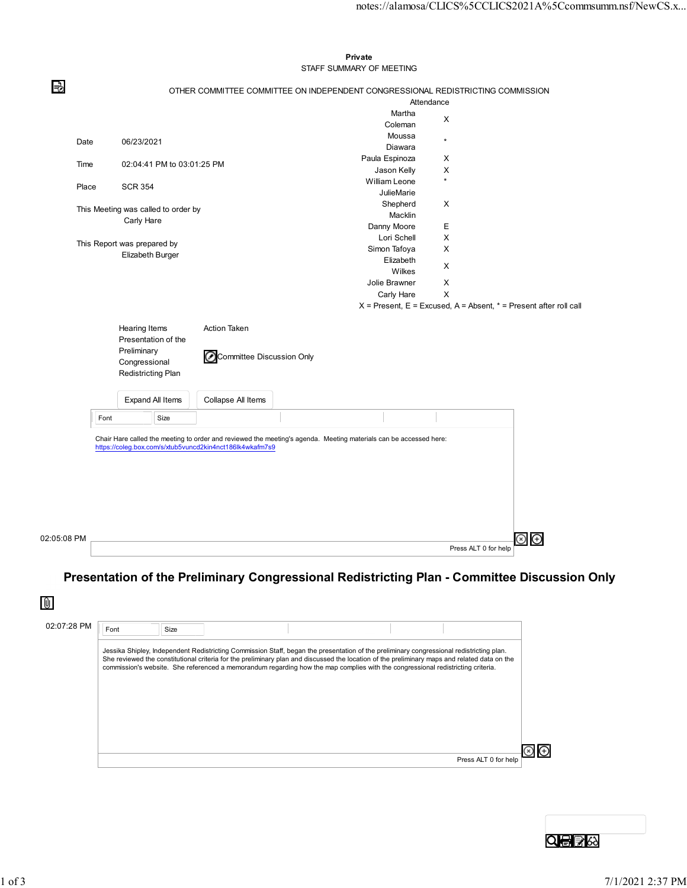**Private**

STAFF SUMMARY OF MEETING

OTHER COMMITTEE COMMITTEE ON INDEPENDENT CONGRESSIONAL REDISTRICTING COMMISSION

| | |
|---|---|
| Date | 06/23/2021 |
| Time | 02:04:41 PM to 03:01:25 PM |
| Place | SCR 354 |

This Meeting was called to order by
Carly Hare

This Report was prepared by
Elizabeth Burger

**Attendance**

| Member | |
|---|---|
| Martha Coleman | X |
| Moussa Diawara | * |
| Paula Espinoza | X |
| Jason Kelly | X |
| William Leone | * |
| JulieMarie Shepherd Macklin | X |
| Danny Moore | E |
| Lori Schell | X |
| Simon Tafoya | X |
| Elizabeth Wilkes | X |
| Jolie Brawner | X |
| Carly Hare | X |

X = Present, E = Excused, A = Absent, * = Present after roll call

| Hearing Items | Action Taken |
|---|---|
| Presentation of the Preliminary Congressional Redistricting Plan | Committee Discussion Only |

02:05:08 PM

Chair Hare called the meeting to order and reviewed the meeting's agenda. Meeting materials can be accessed here: https://coleg.box.com/s/xtub5vuncd2kin4nct186lk4wkafm7s9

## Presentation of the Preliminary Congressional Redistricting Plan - Committee Discussion Only

02:07:28 PM

Jessika Shipley, Independent Redistricting Commission Staff, began the presentation of the preliminary congressional redistricting plan. She reviewed the constitutional criteria for the preliminary plan and discussed the location of the preliminary maps and related data on the commission's website. She referenced a memorandum regarding how the map complies with the congressional redistricting criteria.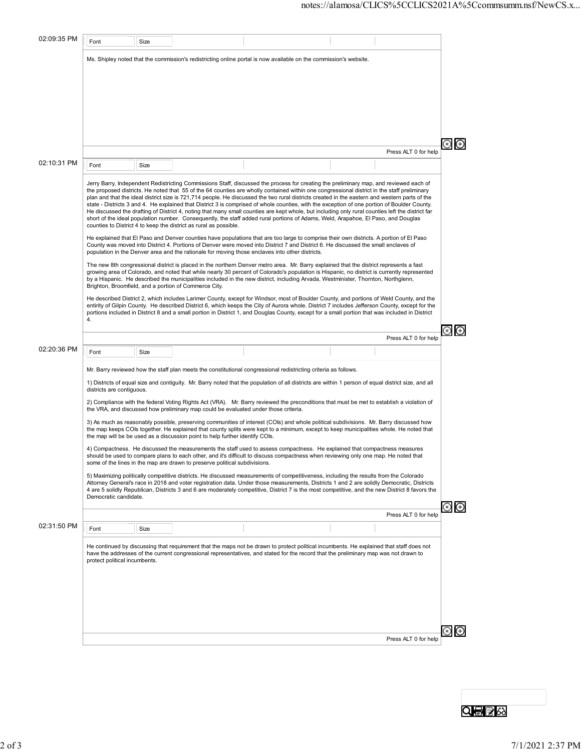02:09:35 PM

Ms. Shipley noted that the commission's redistricting online portal is now available on the commission's website.

02:10:31 PM

Jerry Barry, Independent Redistricting Commissions Staff, discussed the process for creating the preliminary map, and reviewed each of the proposed districts. He noted that 55 of the 64 counties are wholly contained within one congressional district in the staff preliminary plan and that the ideal district size is 721,714 people. He discussed the two rural districts created in the eastern and western parts of the state - Districts 3 and 4. He explained that District 3 is comprised of whole counties, with the exception of one portion of Boulder County. He discussed the drafting of District 4, noting that many small counties are kept whole, but including only rural counties left the district far short of the ideal population number. Consequently, the staff added rural portions of Adams, Weld, Arapahoe, El Paso, and Douglas counties to District 4 to keep the district as rural as possible.

He explained that El Paso and Denver counties have populations that are too large to comprise their own districts. A portion of El Paso County was moved into District 4. Portions of Denver were moved into District 7 and District 6. He discussed the small enclaves of population in the Denver area and the rationale for moving those enclaves into other districts.

The new 8th congressional district is placed in the northern Denver metro area. Mr. Barry explained that the district represents a fast growing area of Colorado, and noted that while nearly 30 percent of Colorado's population is Hispanic, no district is currently represented by a Hispanic. He described the municipalities included in the new district, including Arvada, Westminister, Thornton, Northglenn, Brighton, Broomfield, and a portion of Commerce City.

He described District 2, which includes Larimer County, except for Windsor, most of Boulder County, and portions of Weld County, and the entirity of Gilpin County. He described District 6, which keeps the City of Aurora whole. District 7 includes Jefferson County, except for the portions included in District 8 and a small portion in District 1, and Douglas County, except for a small portion that was included in District 4.

02:20:36 PM

Mr. Barry reviewed how the staff plan meets the constitutional congressional redistricting criteria as follows.

1) Districts of equal size and contiguity. Mr. Barry noted that the population of all districts are within 1 person of equal district size, and all districts are contiguous.

2) Compliance with the federal Voting Rights Act (VRA). Mr. Barry reviewed the preconditions that must be met to establish a violation of the VRA, and discussed how preliminary map could be evaluated under those criteria.

3) As much as reasonably possible, preserving communities of interest (COIs) and whole political subdivisions. Mr. Barry discussed how the map keeps COIs together. He explained that county splits were kept to a minimum, except to keep municipalities whole. He noted that the map will be be used as a discussion point to help further identify COIs.

4) Compactness. He discussed the measurements the staff used to assess compactness. He explained that compactness measures should be used to compare plans to each other, and it's difficult to discuss compactness when reviewing only one map. He noted that some of the lines in the map are drawn to preserve political subdivisions.

5) Maximizing politically competitive districts. He discussed measurements of competitiveness, including the results from the Colorado Attorney General's race in 2018 and voter registration data. Under those measurements, Districts 1 and 2 are solidly Democratic, Districts 4 are 5 solidly Republican, Districts 3 and 6 are moderately competitive, District 7 is the most competitive, and the new District 8 favors the Democratic candidate.

02:31:50 PM

He continued by discussing that requirement that the maps not be drawn to protect political incumbents. He explained that staff does not have the addresses of the current congressional representatives, and stated for the record that the preliminary map was not drawn to protect political incumbents.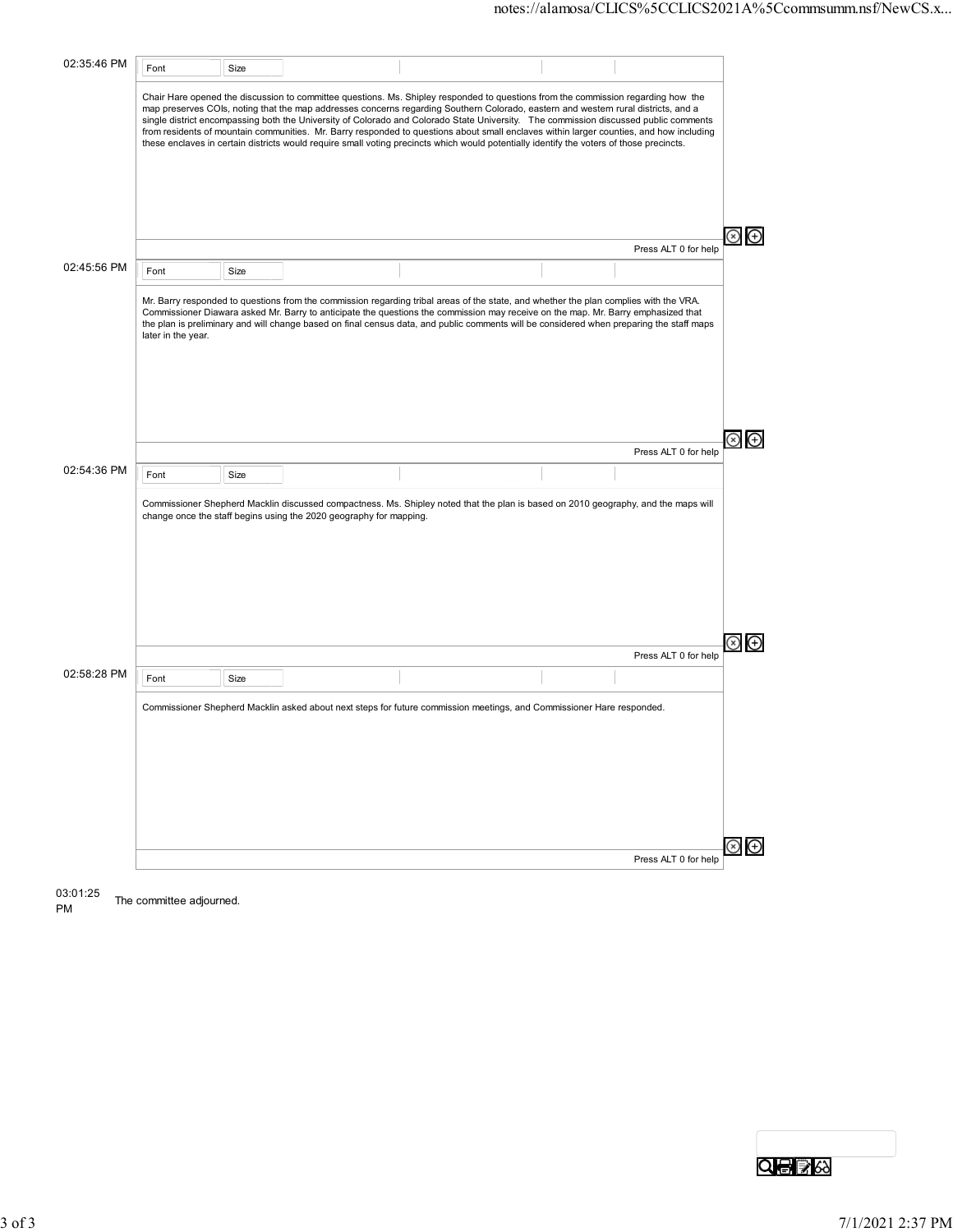02:35:46 PM

Chair Hare opened the discussion to committee questions. Ms. Shipley responded to questions from the commission regarding how the map preserves COIs, noting that the map addresses concerns regarding Southern Colorado, eastern and western rural districts, and a single district encompassing both the University of Colorado and Colorado State University. The commission discussed public comments from residents of mountain communities. Mr. Barry responded to questions about small enclaves within larger counties, and how including these enclaves in certain districts would require small voting precincts which would potentially identify the voters of those precincts.

02:45:56 PM

Mr. Barry responded to questions from the commission regarding tribal areas of the state, and whether the plan complies with the VRA. Commissioner Diawara asked Mr. Barry to anticipate the questions the commission may receive on the map. Mr. Barry emphasized that the plan is preliminary and will change based on final census data, and public comments will be considered when preparing the staff maps later in the year.

02:54:36 PM

Commissioner Shepherd Macklin discussed compactness. Ms. Shipley noted that the plan is based on 2010 geography, and the maps will change once the staff begins using the 2020 geography for mapping.

02:58:28 PM

Commissioner Shepherd Macklin asked about next steps for future commission meetings, and Commissioner Hare responded.

03:01:25 PM

The committee adjourned.